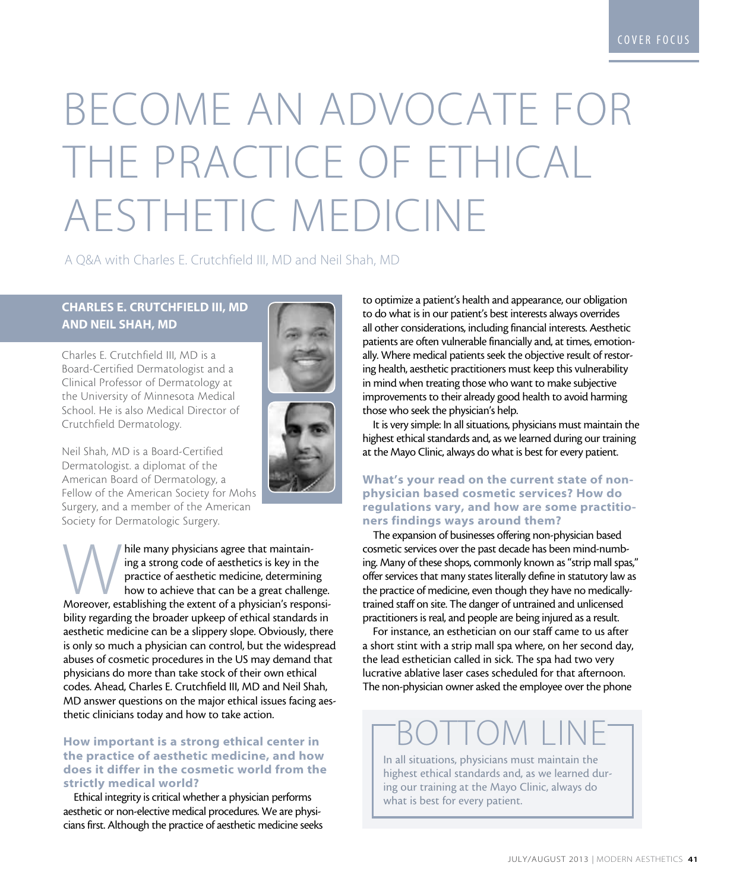# BECOME AN ADVOCATE FOR THE PRACTICE OF ETHICAL AESTHETIC MEDICINE

A Q&A with Charles E. Crutchfield III, MD and Neil Shah, MD

### CHARLES E. CRUTCHFIELD III, MD AND NEIL SHAH, MD

Charles E. Crutchfield III, MD is a Board-Certified Dermatologist and a Clinical Professor of Dermatology at the University of Minnesota Medical School. He is also Medical Director of Crutchfield Dermatology.

Neil Shah, MD is a Board-Certified Dermatologist. a diplomat of the American Board of Dermatology, a Fellow of the American Society for Mohs Surgery, and a member of the American Society for Dermatologic Surgery.

While many physicians agree that maintaining a strong code of aesthetics is key in the practice of aesthetic medicine, determining how to achieve that can be a great challenge. Moreover, establishing the extent of a physician's responsibility regarding the broader upkeep of ethical standards in aesthetic medicine can be a slippery slope. Obviously, there is only so much a physician can control, but the widespread abuses of cosmetic procedures in the US may demand that physicians do more than take stock of their own ethical codes. Ahead, Charles E. Crutchfield III, MD and Neil Shah, MD answer questions on the major ethical issues facing aesthetic clinicians today and how to take action.

### How important is a strong ethical center in the practice of aesthetic medicine, and how does it differ in the cosmetic world from the strictly medical world?

Ethical integrity is critical whether a physician performs aesthetic or non-elective medical procedures. We are physicians first. Although the practice of aesthetic medicine seeks to optimize a patient's health and appearance, our obligation to do what is in our patient's best interests always overrides all other considerations, including financial interests. Aesthetic patients are often vulnerable financially and, at times, emotionally. Where medical patients seek the objective result of restoring health, aesthetic practitioners must keep this vulnerability in mind when treating those who want to make subjective improvements to their already good health to avoid harming those who seek the physician's help.

It is very simple: In all situations, physicians must maintain the highest ethical standards and, as we learned during our training at the Mayo Clinic, always do what is best for every patient.

### What's your read on the current state of non-physician based cosmetic services? How do regulations vary, and how are some practitioners findings ways around them?

The expansion of businesses offering non-physician based cosmetic services over the past decade has been mind-numbing. Many of these shops, commonly known as "strip mall spas," offer services that many states literally define in statutory law as the practice of medicine, even though they have no medically-trained staff on site. The danger of untrained and unlicensed practitioners is real, and people are being injured as a result.

For instance, an esthetician on our staff came to us after a short stint with a strip mall spa where, on her second day, the lead esthetician called in sick. The spa had two very lucrative ablative laser cases scheduled for that afternoon. The non-physician owner asked the employee over the phone

> **BOTTOM LINE**
>
> In all situations, physicians must maintain the highest ethical standards and, as we learned during our training at the Mayo Clinic, always do what is best for every patient.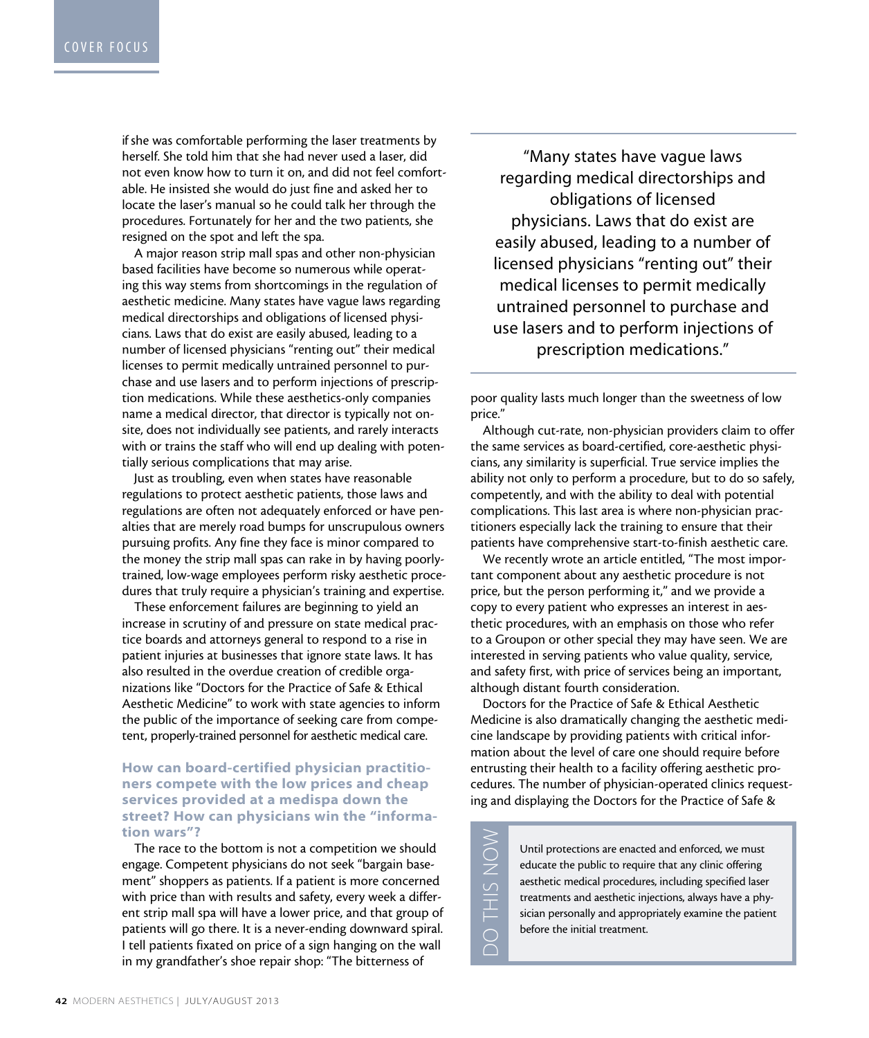if she was comfortable performing the laser treatments by herself. She told him that she had never used a laser, did not even know how to turn it on, and did not feel comfortable. He insisted she would do just fine and asked her to locate the laser's manual so he could talk her through the procedures. Fortunately for her and the two patients, she resigned on the spot and left the spa.

A major reason strip mall spas and other non-physician based facilities have become so numerous while operating this way stems from shortcomings in the regulation of aesthetic medicine. Many states have vague laws regarding medical directorships and obligations of licensed physicians. Laws that do exist are easily abused, leading to a number of licensed physicians "renting out" their medical licenses to permit medically untrained personnel to purchase and use lasers and to perform injections of prescription medications. While these aesthetics-only companies name a medical director, that director is typically not on-site, does not individually see patients, and rarely interacts with or trains the staff who will end up dealing with potentially serious complications that may arise.

Just as troubling, even when states have reasonable regulations to protect aesthetic patients, those laws and regulations are often not adequately enforced or have penalties that are merely road bumps for unscrupulous owners pursuing profits. Any fine they face is minor compared to the money the strip mall spas can rake in by having poorly-trained, low-wage employees perform risky aesthetic procedures that truly require a physician's training and expertise.

These enforcement failures are beginning to yield an increase in scrutiny of and pressure on state medical practice boards and attorneys general to respond to a rise in patient injuries at businesses that ignore state laws. It has also resulted in the overdue creation of credible organizations like "Doctors for the Practice of Safe & Ethical Aesthetic Medicine" to work with state agencies to inform the public of the importance of seeking care from competent, properly-trained personnel for aesthetic medical care.

> "Many states have vague laws regarding medical directorships and obligations of licensed physicians. Laws that do exist are easily abused, leading to a number of licensed physicians "renting out" their medical licenses to permit medically untrained personnel to purchase and use lasers and to perform injections of prescription medications."

**How can board-certified physician practitioners compete with the low prices and cheap services provided at a medispa down the street? How can physicians win the "information wars"?**

The race to the bottom is not a competition we should engage. Competent physicians do not seek "bargain basement" shoppers as patients. If a patient is more concerned with price than with results and safety, every week a different strip mall spa will have a lower price, and that group of patients will go there. It is a never-ending downward spiral. I tell patients fixated on price of a sign hanging on the wall in my grandfather's shoe repair shop: "The bitterness of poor quality lasts much longer than the sweetness of low price."

Although cut-rate, non-physician providers claim to offer the same services as board-certified, core-aesthetic physicians, any similarity is superficial. True service implies the ability not only to perform a procedure, but to do so safely, competently, and with the ability to deal with potential complications. This last area is where non-physician practitioners especially lack the training to ensure that their patients have comprehensive start-to-finish aesthetic care.

We recently wrote an article entitled, "The most important component about any aesthetic procedure is not price, but the person performing it," and we provide a copy to every patient who expresses an interest in aesthetic procedures, with an emphasis on those who refer to a Groupon or other special they may have seen. We are interested in serving patients who value quality, service, and safety first, with price of services being an important, although distant fourth consideration.

Doctors for the Practice of Safe & Ethical Aesthetic Medicine is also dramatically changing the aesthetic medicine landscape by providing patients with critical information about the level of care one should require before entrusting their health to a facility offering aesthetic procedures. The number of physician-operated clinics requesting and displaying the Doctors for the Practice of Safe &

**DO THIS NOW**

Until protections are enacted and enforced, we must educate the public to require that any clinic offering aesthetic medical procedures, including specified laser treatments and aesthetic injections, always have a physician personally and appropriately examine the patient before the initial treatment.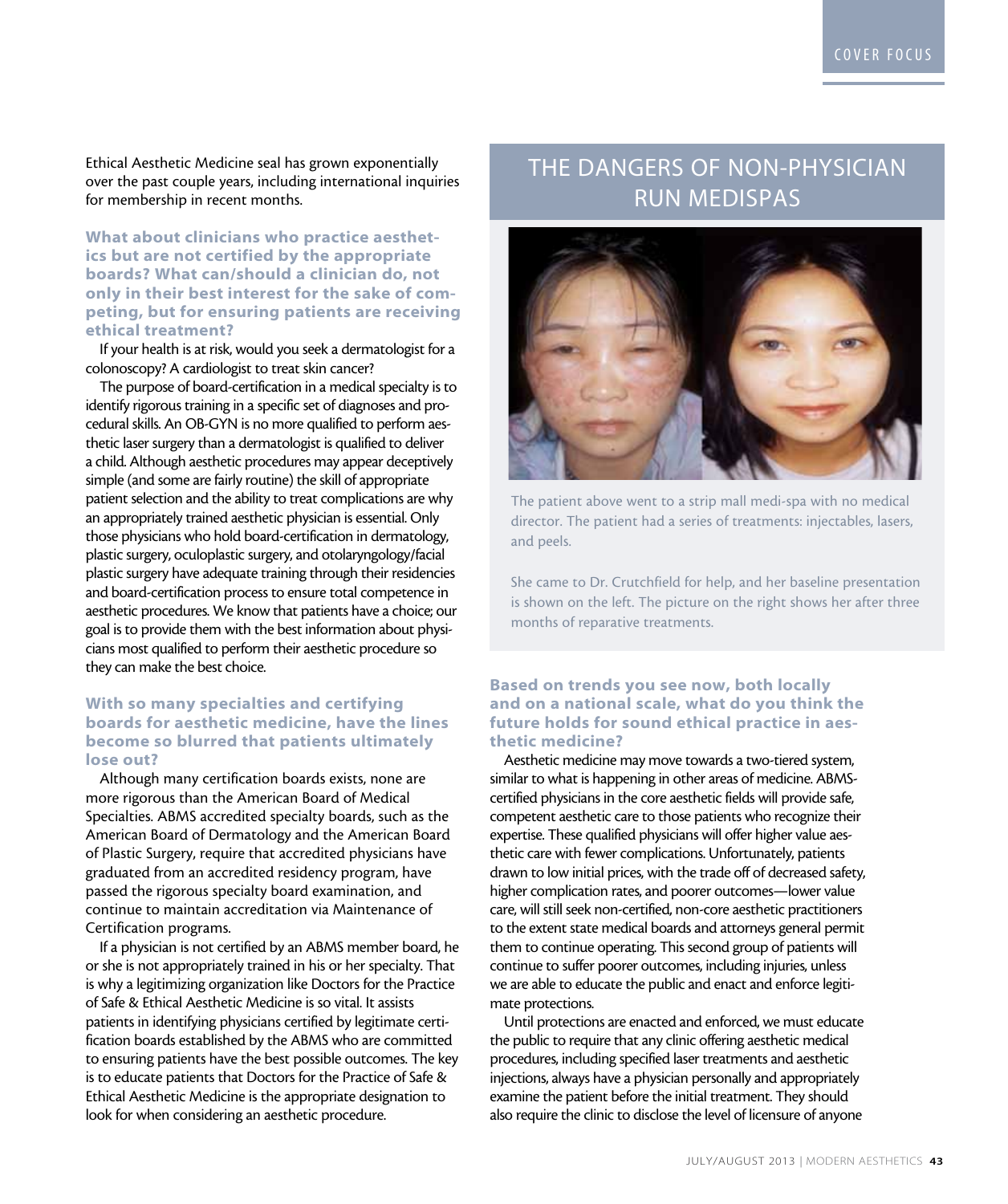Ethical Aesthetic Medicine seal has grown exponentially over the past couple years, including international inquiries for membership in recent months.

**What about clinicians who practice aesthetics but are not certified by the appropriate boards? What can/should a clinician do, not only in their best interest for the sake of competing, but for ensuring patients are receiving ethical treatment?**

If your health is at risk, would you seek a dermatologist for a colonoscopy? A cardiologist to treat skin cancer?

The purpose of board-certification in a medical specialty is to identify rigorous training in a specific set of diagnoses and procedural skills. An OB-GYN is no more qualified to perform aesthetic laser surgery than a dermatologist is qualified to deliver a child. Although aesthetic procedures may appear deceptively simple (and some are fairly routine) the skill of appropriate patient selection and the ability to treat complications are why an appropriately trained aesthetic physician is essential. Only those physicians who hold board-certification in dermatology, plastic surgery, oculoplastic surgery, and otolaryngology/facial plastic surgery have adequate training through their residencies and board-certification process to ensure total competence in aesthetic procedures. We know that patients have a choice; our goal is to provide them with the best information about physicians most qualified to perform their aesthetic procedure so they can make the best choice.

**With so many specialties and certifying boards for aesthetic medicine, have the lines become so blurred that patients ultimately lose out?**

Although many certification boards exists, none are more rigorous than the American Board of Medical Specialties. ABMS accredited specialty boards, such as the American Board of Dermatology and the American Board of Plastic Surgery, require that accredited physicians have graduated from an accredited residency program, have passed the rigorous specialty board examination, and continue to maintain accreditation via Maintenance of Certification programs.

If a physician is not certified by an ABMS member board, he or she is not appropriately trained in his or her specialty. That is why a legitimizing organization like Doctors for the Practice of Safe & Ethical Aesthetic Medicine is so vital. It assists patients in identifying physicians certified by legitimate certification boards established by the ABMS who are committed to ensuring patients have the best possible outcomes. The key is to educate patients that Doctors for the Practice of Safe & Ethical Aesthetic Medicine is the appropriate designation to look for when considering an aesthetic procedure.

## THE DANGERS OF NON-PHYSICIAN RUN MEDISPAS

The patient above went to a strip mall medi-spa with no medical director. The patient had a series of treatments: injectables, lasers, and peels.

She came to Dr. Crutchfield for help, and her baseline presentation is shown on the left. The picture on the right shows her after three months of reparative treatments.

**Based on trends you see now, both locally and on a national scale, what do you think the future holds for sound ethical practice in aesthetic medicine?**

Aesthetic medicine may move towards a two-tiered system, similar to what is happening in other areas of medicine. ABMS-certified physicians in the core aesthetic fields will provide safe, competent aesthetic care to those patients who recognize their expertise. These qualified physicians will offer higher value aesthetic care with fewer complications. Unfortunately, patients drawn to low initial prices, with the trade off of decreased safety, higher complication rates, and poorer outcomes—lower value care, will still seek non-certified, non-core aesthetic practitioners to the extent state medical boards and attorneys general permit them to continue operating. This second group of patients will continue to suffer poorer outcomes, including injuries, unless we are able to educate the public and enact and enforce legitimate protections.

Until protections are enacted and enforced, we must educate the public to require that any clinic offering aesthetic medical procedures, including specified laser treatments and aesthetic injections, always have a physician personally and appropriately examine the patient before the initial treatment. They should also require the clinic to disclose the level of licensure of anyone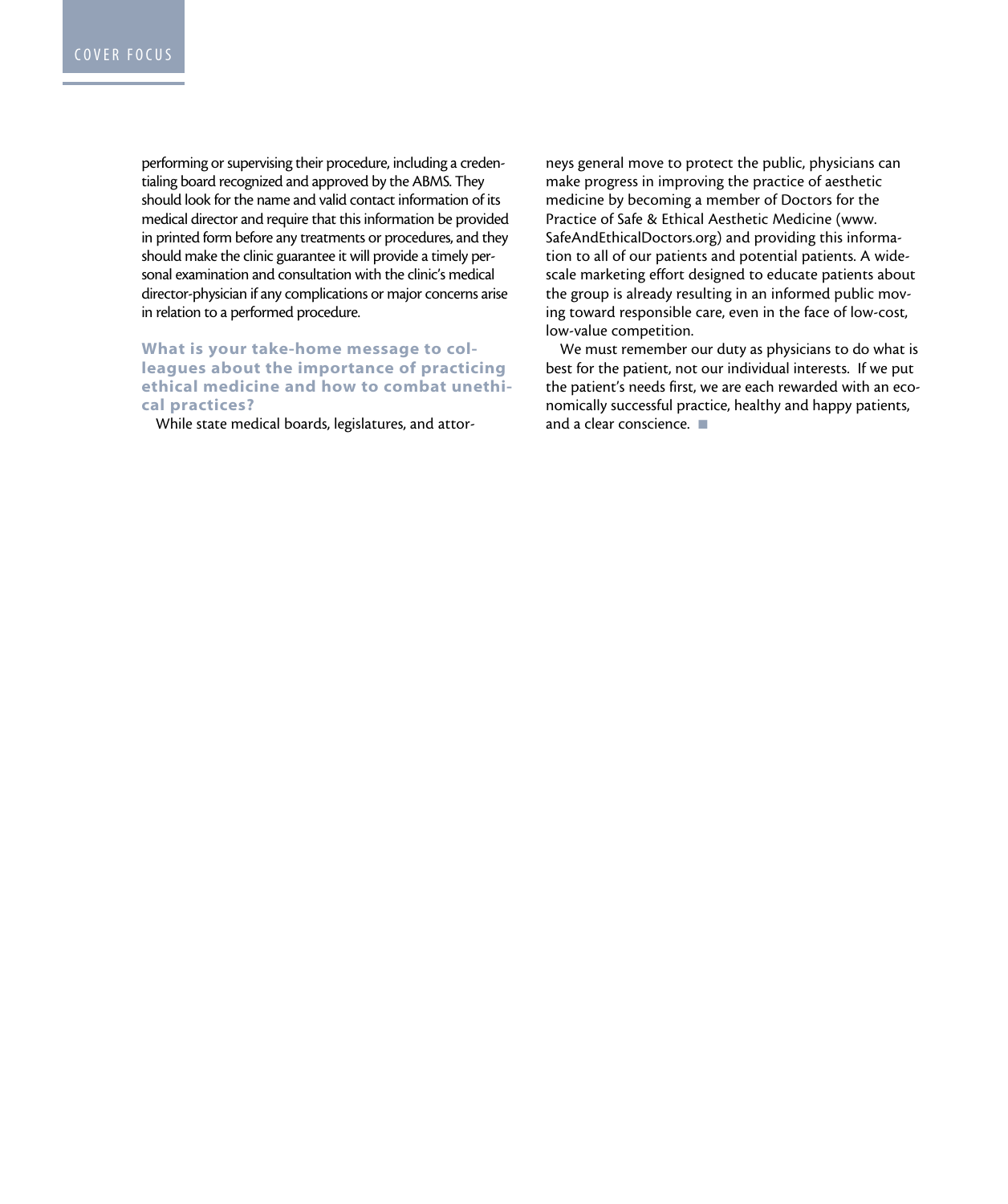performing or supervising their procedure, including a credentialing board recognized and approved by the ABMS. They should look for the name and valid contact information of its medical director and require that this information be provided in printed form before any treatments or procedures, and they should make the clinic guarantee it will provide a timely personal examination and consultation with the clinic's medical director-physician if any complications or major concerns arise in relation to a performed procedure.

**What is your take-home message to colleagues about the importance of practicing ethical medicine and how to combat unethical practices?**

While state medical boards, legislatures, and attorneys general move to protect the public, physicians can make progress in improving the practice of aesthetic medicine by becoming a member of Doctors for the Practice of Safe & Ethical Aesthetic Medicine (www.SafeAndEthicalDoctors.org) and providing this information to all of our patients and potential patients. A wide-scale marketing effort designed to educate patients about the group is already resulting in an informed public moving toward responsible care, even in the face of low-cost, low-value competition.

We must remember our duty as physicians to do what is best for the patient, not our individual interests. If we put the patient's needs first, we are each rewarded with an economically successful practice, healthy and happy patients, and a clear conscience. ■